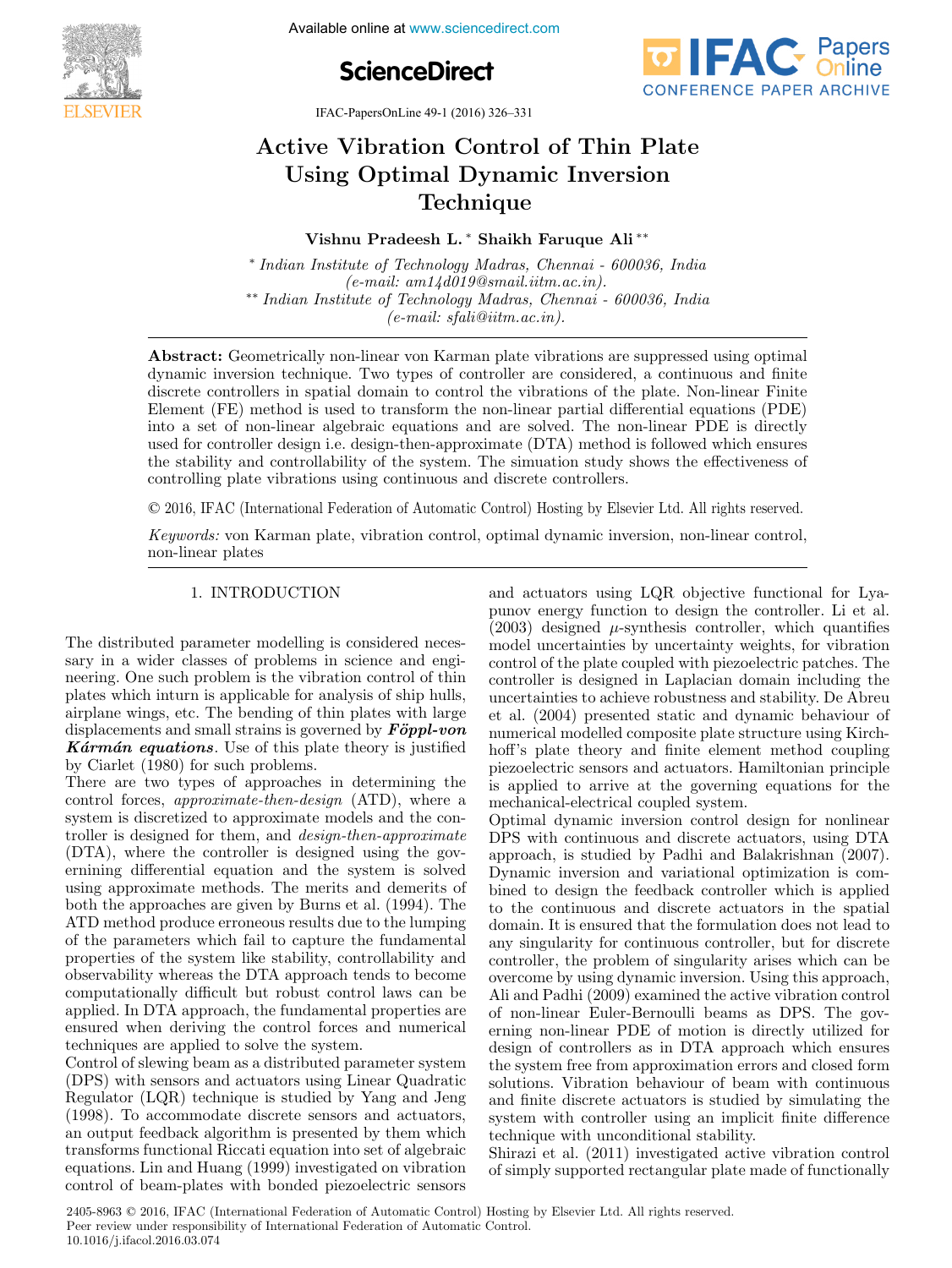# Active Vibration Control of Thin Plate Using Optimal Dynamic Inversion Technique

**Vishnu Pradeesh L.** * **Shaikh Faruque Ali** **

\* *Indian Institute of Technology Madras, Chennai - 600036, India (e-mail: am14d019@smail.iitm.ac.in).*

\*\* *Indian Institute of Technology Madras, Chennai - 600036, India (e-mail: sfali@iitm.ac.in).*

**Abstract:** Geometrically non-linear von Karman plate vibrations are suppressed using optimal dynamic inversion technique. Two types of controller are considered, a continuous and finite discrete controllers in spatial domain to control the vibrations of the plate. Non-linear Finite Element (FE) method is used to transform the non-linear partial differential equations (PDE) into a set of non-linear algebraic equations and are solved. The non-linear PDE is directly used for controller design i.e. design-then-approximate (DTA) method is followed which ensures the stability and controllability of the system. The simuation study shows the effectiveness of controlling plate vibrations using continuous and discrete controllers.

© 2016, IFAC (International Federation of Automatic Control) Hosting by Elsevier Ltd. All rights reserved.

*Keywords:* von Karman plate, vibration control, optimal dynamic inversion, non-linear control, non-linear plates

## 1. INTRODUCTION

The distributed parameter modelling is considered necessary in a wider classes of problems in science and engineering. One such problem is the vibration control of thin plates which inturn is applicable for analysis of ship hulls, airplane wings, etc. The bending of thin plates with large displacements and small strains is governed by ***Föppl-von Kármán equations***. Use of this plate theory is justified by Ciarlet (1980) for such problems.

There are two types of approaches in determining the control forces, *approximate-then-design* (ATD), where a system is discretized to approximate models and the controller is designed for them, and *design-then-approximate* (DTA), where the controller is designed using the governing differential equation and the system is solved using approximate methods. The merits and demerits of both the approaches are given by Burns et al. (1994). The ATD method produce erroneous results due to the lumping of the parameters which fail to capture the fundamental properties of the system like stability, controllability and observability whereas the DTA approach tends to become computationally difficult but robust control laws can be applied. In DTA approach, the fundamental properties are ensured when deriving the control forces and numerical techniques are applied to solve the system.

Control of slewing beam as a distributed parameter system (DPS) with sensors and actuators using Linear Quadratic Regulator (LQR) technique is studied by Yang and Jeng (1998). To accommodate discrete sensors and actuators, an output feedback algorithm is presented by them which transforms functional Riccati equation into set of algebraic equations. Lin and Huang (1999) investigated on vibration control of beam-plates with bonded piezoelectric sensors and actuators using LQR objective functional for Lyapunov energy function to design the controller. Li et al. (2003) designed $\mu$-synthesis controller, which quantifies model uncertainties by uncertainty weights, for vibration control of the plate coupled with piezoelectric patches. The controller is designed in Laplacian domain including the uncertainties to achieve robustness and stability. De Abreu et al. (2004) presented static and dynamic behaviour of numerical modelled composite plate structure using Kirchhoff's plate theory and finite element method coupling piezoelectric sensors and actuators. Hamiltonian principle is applied to arrive at the governing equations for the mechanical-electrical coupled system.

Optimal dynamic inversion control design for nonlinear DPS with continuous and discrete actuators, using DTA approach, is studied by Padhi and Balakrishnan (2007). Dynamic inversion and variational optimization is combined to design the feedback controller which is applied to the continuous and discrete actuators in the spatial domain. It is ensured that the formulation does not lead to any singularity for continuous controller, but for discrete controller, the problem of singularity arises which can be overcome by using dynamic inversion. Using this approach, Ali and Padhi (2009) examined the active vibration control of non-linear Euler-Bernoulli beams as DPS. The governing non-linear PDE of motion is directly utilized for design of controllers as in DTA approach which ensures the system free from approximation errors and closed form solutions. Vibration behaviour of beam with continuous and finite discrete actuators is studied by simulating the system with controller using an implicit finite difference technique with unconditional stability.

Shirazi et al. (2011) investigated active vibration control of simply supported rectangular plate made of functionally

2405-8963 © 2016, IFAC (International Federation of Automatic Control) Hosting by Elsevier Ltd. All rights reserved.
Peer review under responsibility of International Federation of Automatic Control.
10.1016/j.ifacol.2016.03.074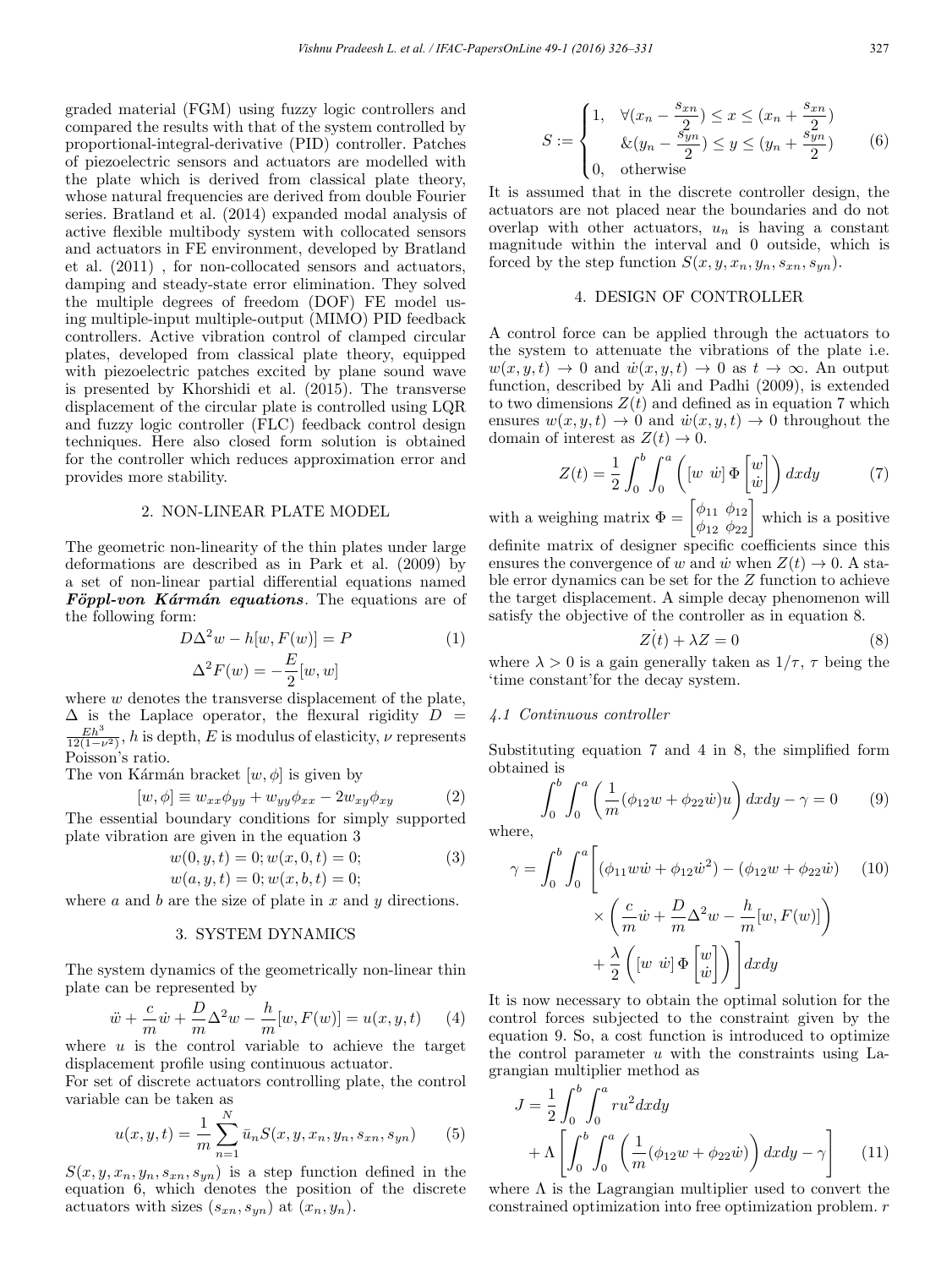graded material (FGM) using fuzzy logic controllers and compared the results with that of the system controlled by proportional-integral-derivative (PID) controller. Patches of piezoelectric sensors and actuators are modelled with the plate which is derived from classical plate theory, whose natural frequencies are derived from double Fourier series. Bratland et al. (2014) expanded modal analysis of active flexible multibody system with collocated sensors and actuators in FE environment, developed by Bratland et al. (2011) , for non-collocated sensors and actuators, damping and steady-state error elimination. They solved the multiple degrees of freedom (DOF) FE model using multiple-input multiple-output (MIMO) PID feedback controllers. Active vibration control of clamped circular plates, developed from classical plate theory, equipped with piezoelectric patches excited by plane sound wave is presented by Khorshidi et al. (2015). The transverse displacement of the circular plate is controlled using LQR and fuzzy logic controller (FLC) feedback control design techniques. Here also closed form solution is obtained for the controller which reduces approximation error and provides more stability.

## 2. NON-LINEAR PLATE MODEL

The geometric non-linearity of the thin plates under large deformations are described as in Park et al. (2009) by a set of non-linear partial differential equations named ***Föppl-von Kármán equations***. The equations are of the following form:

$$D\Delta^2 w - h[w, F(w)] = P \tag{1}$$
$$\Delta^2 F(w) = -\frac{E}{2}[w, w]$$

where $w$ denotes the transverse displacement of the plate, $\Delta$ is the Laplace operator, the flexural rigidity $D = \frac{Eh^3}{12(1-\nu^2)}$, $h$ is depth, $E$ is modulus of elasticity, $\nu$ represents Poisson's ratio.

The von Kármán bracket $[w, \phi]$ is given by

$$[w, \phi] \equiv w_{xx}\phi_{yy} + w_{yy}\phi_{xx} - 2w_{xy}\phi_{xy} \tag{2}$$

The essential boundary conditions for simply supported plate vibration are given in the equation 3

$$w(0, y, t) = 0; w(x, 0, t) = 0; \tag{3}$$
$$w(a, y, t) = 0; w(x, b, t) = 0;$$

where $a$ and $b$ are the size of plate in $x$ and $y$ directions.

## 3. SYSTEM DYNAMICS

The system dynamics of the geometrically non-linear thin plate can be represented by

$$\ddot{w} + \frac{c}{m}\dot{w} + \frac{D}{m}\Delta^2 w - \frac{h}{m}[w, F(w)] = u(x, y, t) \tag{4}$$

where $u$ is the control variable to achieve the target displacement profile using continuous actuator.

For set of discrete actuators controlling plate, the control variable can be taken as

$$u(x, y, t) = \frac{1}{m}\sum_{n=1}^{N} \bar{u}_n S(x, y, x_n, y_n, s_{xn}, s_{yn}) \tag{5}$$

$S(x, y, x_n, y_n, s_{xn}, s_{yn})$ is a step function defined in the equation 6, which denotes the position of the discrete actuators with sizes $(s_{xn}, s_{yn})$ at $(x_n, y_n)$.

$$S := \begin{cases} 1, & \forall (x_n - \frac{s_{xn}}{2}) \le x \le (x_n + \frac{s_{xn}}{2}) \\ & \&(y_n - \frac{s_{yn}}{2}) \le y \le (y_n + \frac{s_{yn}}{2}) \\ 0, & \text{otherwise} \end{cases} \tag{6}$$

It is assumed that in the discrete controller design, the actuators are not placed near the boundaries and do not overlap with other actuators, $u_n$ is having a constant magnitude within the interval and 0 outside, which is forced by the step function $S(x, y, x_n, y_n, s_{xn}, s_{yn})$.

## 4. DESIGN OF CONTROLLER

A control force can be applied through the actuators to the system to attenuate the vibrations of the plate i.e. $w(x, y, t) \to 0$ and $\dot{w}(x, y, t) \to 0$ as $t \to \infty$. An output function, described by Ali and Padhi (2009), is extended to two dimensions $Z(t)$ and defined as in equation 7 which ensures $w(x, y, t) \to 0$ and $\dot{w}(x, y, t) \to 0$ throughout the domain of interest as $Z(t) \to 0$.

$$Z(t) = \frac{1}{2}\int_0^b \int_0^a \left( [w \ \dot{w}] \, \Phi \begin{bmatrix} w \\ \dot{w} \end{bmatrix} \right) dxdy \tag{7}$$

with a weighing matrix $\Phi = \begin{bmatrix} \phi_{11} & \phi_{12} \\ \phi_{12} & \phi_{22} \end{bmatrix}$ which is a positive definite matrix of designer specific coefficients since this ensures the convergence of $w$ and $\dot{w}$ when $Z(t) \to 0$. A stable error dynamics can be set for the $Z$ function to achieve the target displacement. A simple decay phenomenon will satisfy the objective of the controller as in equation 8.

$$\dot{Z(t)} + \lambda Z = 0 \tag{8}$$

where $\lambda > 0$ is a gain generally taken as $1/\tau$, $\tau$ being the 'time constant'for the decay system.

### 4.1 Continuous controller

Substituting equation 7 and 4 in 8, the simplified form obtained is

$$\int_0^b \int_0^a \left( \frac{1}{m}(\phi_{12} w + \phi_{22}\dot{w})u \right) dxdy - \gamma = 0 \tag{9}$$

where,

$$\gamma = \int_0^b \int_0^a \Bigg[ (\phi_{11} w\dot{w} + \phi_{12}\dot{w}^2) - (\phi_{12} w + \phi_{22}\dot{w}) \times \left( \frac{c}{m}\dot{w} + \frac{D}{m}\Delta^2 w - \frac{h}{m}[w, F(w)] \right) + \frac{\lambda}{2}\left( [w \ \dot{w}] \, \Phi \begin{bmatrix} w \\ \dot{w} \end{bmatrix} \right) \Bigg] dxdy \tag{10}$$

It is now necessary to obtain the optimal solution for the control forces subjected to the constraint given by the equation 9. So, a cost function is introduced to optimize the control parameter $u$ with the constraints using Lagrangian multiplier method as

$$J = \frac{1}{2}\int_0^b \int_0^a r u^2 dxdy + \Lambda \left[ \int_0^b \int_0^a \left( \frac{1}{m}(\phi_{12} w + \phi_{22}\dot{w}) \right) dxdy - \gamma \right] \tag{11}$$

where $\Lambda$ is the Lagrangian multiplier used to convert the constrained optimization into free optimization problem. $r$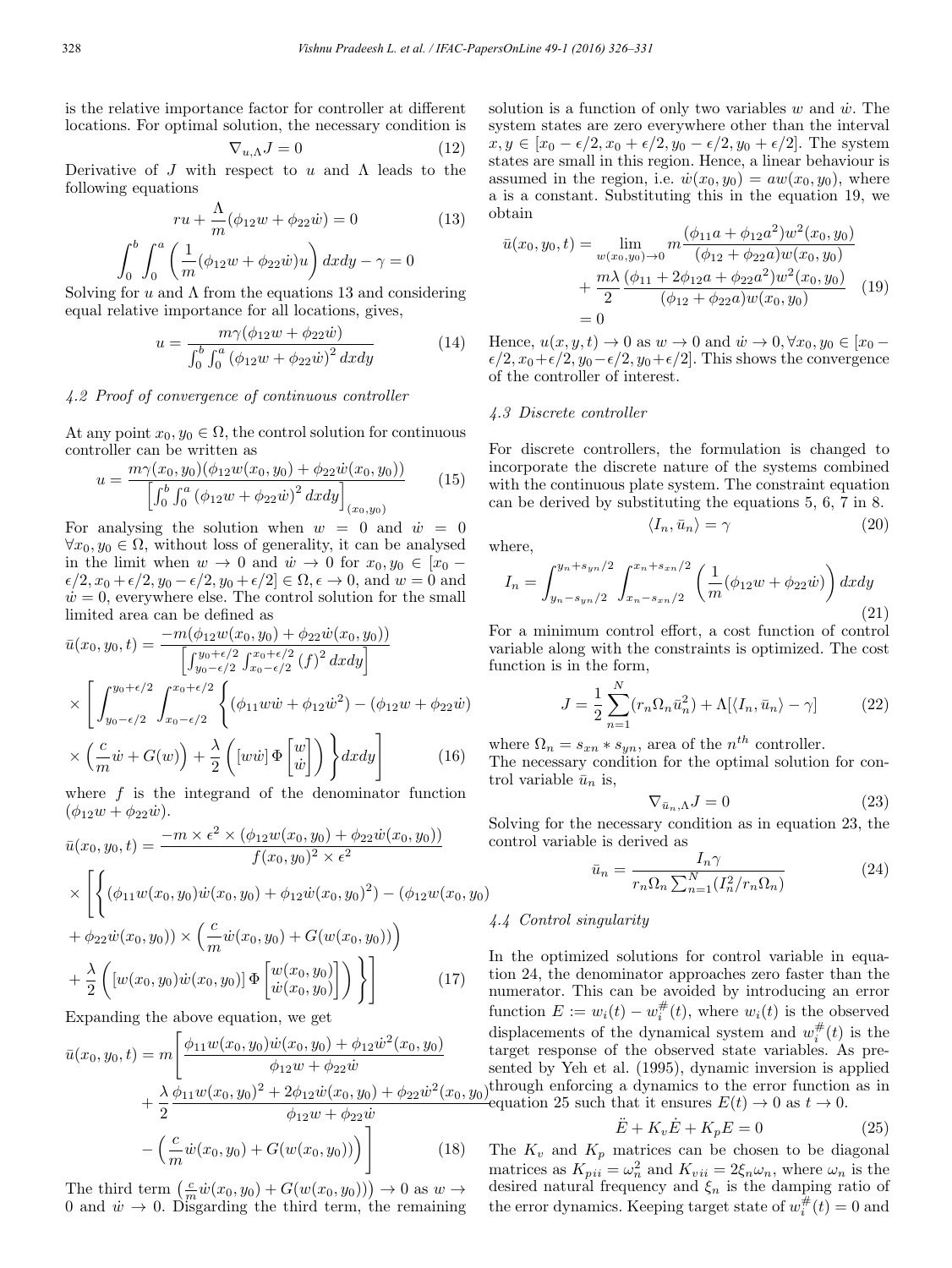is the relative importance factor for controller at different locations. For optimal solution, the necessary condition is

$$\nabla_{u,\Lambda} J = 0 \tag{12}$$

Derivative of $J$ with respect to $u$ and $\Lambda$ leads to the following equations

$$ru + \frac{\Lambda}{m}(\phi_{12}w + \phi_{22}\dot{w}) = 0 \tag{13}$$

$$\int_0^b \int_0^a \left( \frac{1}{m}(\phi_{12}w + \phi_{22}\dot{w})u \right) dxdy - \gamma = 0$$

Solving for $u$ and $\Lambda$ from the equations 13 and considering equal relative importance for all locations, gives,

$$u = \frac{m\gamma(\phi_{12}w + \phi_{22}\dot{w})}{\int_0^b \int_0^a (\phi_{12}w + \phi_{22}\dot{w})^2 \, dxdy} \tag{14}$$

### 4.2 Proof of convergence of continuous controller

At any point $x_0, y_0 \in \Omega$, the control solution for continuous controller can be written as

$$u = \frac{m\gamma(x_0,y_0)(\phi_{12}w(x_0,y_0) + \phi_{22}\dot{w}(x_0,y_0))}{\left[\int_0^b \int_0^a (\phi_{12}w + \phi_{22}\dot{w})^2 \, dxdy\right]_{(x_0,y_0)}} \tag{15}$$

For analysing the solution when $w = 0$ and $\dot{w} = 0$ $\forall x_0, y_0 \in \Omega$, without loss of generality, it can be analysed in the limit when $w \to 0$ and $\dot{w} \to 0$ for $x_0, y_0 \in [x_0 - \epsilon/2, x_0 + \epsilon/2, y_0 - \epsilon/2, y_0 + \epsilon/2] \in \Omega, \epsilon \to 0$, and $w = 0$ and $\dot{w} = 0$, everywhere else. The control solution for the small limited area can be defined as

$$\begin{aligned}
\bar{u}(x_0,y_0,t) &= \frac{-m(\phi_{12}w(x_0,y_0) + \phi_{22}\dot{w}(x_0,y_0))}{\left[\int_{y_0-\epsilon/2}^{y_0+\epsilon/2} \int_{x_0-\epsilon/2}^{x_0+\epsilon/2} (f)^2 \, dxdy\right]} \\
&\times \left[ \int_{y_0-\epsilon/2}^{y_0+\epsilon/2} \int_{x_0-\epsilon/2}^{x_0+\epsilon/2} \Bigg\{ (\phi_{11}w\dot{w} + \phi_{12}\dot{w}^2) - (\phi_{12}w + \phi_{22}\dot{w}) \right. \\
&\times \left. \left( \frac{c}{m}\dot{w} + G(w) \right) + \frac{\lambda}{2}\left( [w\dot{w}]\, \Phi \begin{bmatrix} w \\ \dot{w} \end{bmatrix} \right) \Bigg\} dxdy \right]
\end{aligned} \tag{16}$$

where $f$ is the integrand of the denominator function $(\phi_{12}w + \phi_{22}\dot{w})$.

$$\begin{aligned}
\bar{u}(x_0,y_0,t) &= \frac{-m \times \epsilon^2 \times (\phi_{12}w(x_0,y_0) + \phi_{22}\dot{w}(x_0,y_0))}{f(x_0,y_0)^2 \times \epsilon^2} \\
&\times \Bigg[ \Bigg\{ (\phi_{11}w(x_0,y_0)\dot{w}(x_0,y_0) + \phi_{12}\dot{w}(x_0,y_0)^2) - (\phi_{12}w(x_0,y_0) \\
&+ \phi_{22}\dot{w}(x_0,y_0)) \times \left( \frac{c}{m}\dot{w}(x_0,y_0) + G(w(x_0,y_0)) \right) \\
&+ \frac{\lambda}{2}\left( [w(x_0,y_0)\dot{w}(x_0,y_0)]\, \Phi \begin{bmatrix} w(x_0,y_0) \\ \dot{w}(x_0,y_0) \end{bmatrix} \right) \Bigg\} \Bigg]
\end{aligned} \tag{17}$$

Expanding the above equation, we get

$$\begin{aligned}
\bar{u}(x_0,y_0,t) = m \Bigg[ &\frac{\phi_{11}w(x_0,y_0)\dot{w}(x_0,y_0) + \phi_{12}\dot{w}^2(x_0,y_0)}{\phi_{12}w + \phi_{22}\dot{w}} \\
&+ \frac{\lambda}{2} \frac{\phi_{11}w(x_0,y_0)^2 + 2\phi_{12}\dot{w}(x_0,y_0) + \phi_{22}\dot{w}^2(x_0,y_0)}{\phi_{12}w + \phi_{22}\dot{w}} \\
&- \left( \frac{c}{m}\dot{w}(x_0,y_0) + G(w(x_0,y_0)) \right) \Bigg]
\end{aligned} \tag{18}$$

The third term $\left(\frac{c}{m}\dot{w}(x_0,y_0) + G(w(x_0,y_0))\right) \to 0$ as $w \to 0$ and $\dot{w} \to 0$. Disgarding the third term, the remaining solution is a function of only two variables $w$ and $\dot{w}$. The system states are zero everywhere other than the interval $x, y \in [x_0 - \epsilon/2, x_0 + \epsilon/2, y_0 - \epsilon/2, y_0 + \epsilon/2]$. The system states are small in this region. Hence, a linear behaviour is assumed in the region, i.e. $\dot{w}(x_0,y_0) = aw(x_0,y_0)$, where a is a constant. Substituting this in the equation 19, we obtain

$$\begin{aligned}
\bar{u}(x_0,y_0,t) &= \lim_{w(x_0,y_0)\to 0} m \frac{(\phi_{11}a + \phi_{12}a^2)w^2(x_0,y_0)}{(\phi_{12} + \phi_{22}a)w(x_0,y_0)} \\
&+ \frac{m\lambda}{2} \frac{(\phi_{11} + 2\phi_{12}a + \phi_{22}a^2)w^2(x_0,y_0)}{(\phi_{12} + \phi_{22}a)w(x_0,y_0)} \\
&= 0
\end{aligned} \tag{19}$$

Hence, $u(x,y,t) \to 0$ as $w \to 0$ and $\dot{w} \to 0, \forall x_0, y_0 \in [x_0 - \epsilon/2, x_0 + \epsilon/2, y_0 - \epsilon/2, y_0 + \epsilon/2]$. This shows the convergence of the controller of interest.

### 4.3 Discrete controller

For discrete controllers, the formulation is changed to incorporate the discrete nature of the systems combined with the continuous plate system. The constraint equation can be derived by substituting the equations 5, 6, 7 in 8.

$$\langle I_n, \bar{u}_n \rangle = \gamma \tag{20}$$

where,

$$I_n = \int_{y_n - s_{yn}/2}^{y_n + s_{yn}/2} \int_{x_n - s_{xn}/2}^{x_n + s_{xn}/2} \left( \frac{1}{m}(\phi_{12}w + \phi_{22}\dot{w}) \right) dxdy \tag{21}$$

For a minimum control effort, a cost function of control variable along with the constraints is optimized. The cost function is in the form,

$$J = \frac{1}{2}\sum_{n=1}^{N}(r_n \Omega_n \bar{u}_n^2) + \Lambda[\langle I_n, \bar{u}_n \rangle - \gamma] \tag{22}$$

where $\Omega_n = s_{xn} * s_{yn}$, area of the $n^{th}$ controller.
The necessary condition for the optimal solution for control variable $\bar{u}_n$ is,

$$\nabla_{\bar{u}_n,\Lambda} J = 0 \tag{23}$$

Solving for the necessary condition as in equation 23, the control variable is derived as

$$\bar{u}_n = \frac{I_n \gamma}{r_n \Omega_n \sum_{n=1}^{N}(I_n^2 / r_n \Omega_n)} \tag{24}$$

### 4.4 Control singularity

In the optimized solutions for control variable in equation 24, the denominator approaches zero faster than the numerator. This can be avoided by introducing an error function $E := w_i(t) - w_i^{\#}(t)$, where $w_i(t)$ is the observed displacements of the dynamical system and $w_i^{\#}(t)$ is the target response of the observed state variables. As presented by Yeh et al. (1995), dynamic inversion is applied through enforcing a dynamics to the error function as in equation 25 such that it ensures $E(t) \to 0$ as $t \to 0$.

$$\ddot{E} + K_v \dot{E} + K_p E = 0 \tag{25}$$

The $K_v$ and $K_p$ matrices can be chosen to be diagonal matrices as $K_{pii} = \omega_n^2$ and $K_{vii} = 2\xi_n\omega_n$, where $\omega_n$ is the desired natural frequency and $\xi_n$ is the damping ratio of the error dynamics. Keeping target state of $w_i^{\#}(t) = 0$ and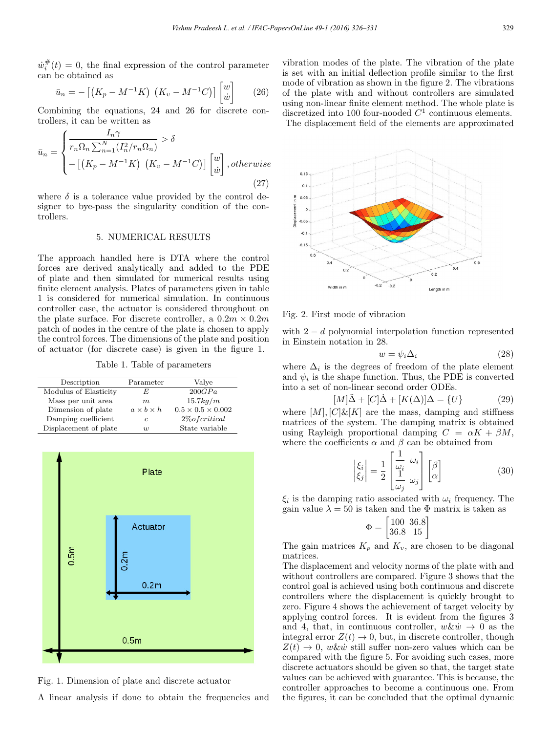$\dot{w}_i^{\#}(t) = 0$, the final expression of the control parameter can be obtained as

$$\bar{u}_n = -\left[\left(K_p - M^{-1}K\right)\ \left(K_v - M^{-1}C\right)\right]\begin{bmatrix} w \\ \dot{w} \end{bmatrix} \qquad (26)$$

Combining the equations, 24 and 26 for discrete controllers, it can be written as

$$\bar{u}_n = \begin{cases} \dfrac{I_n \gamma}{r_n \Omega_n \sum_{n=1}^{N}(I_n^2 / r_n \Omega_n)} > \delta \\ -\left[\left(K_p - M^{-1}K\right)\ \left(K_v - M^{-1}C\right)\right]\begin{bmatrix} w \\ \dot{w} \end{bmatrix}, otherwise \end{cases} \qquad (27)$$

where $\delta$ is a tolerance value provided by the control designer to bye-pass the singularity condition of the controllers.

## 5. NUMERICAL RESULTS

The approach handled here is DTA where the control forces are derived analytically and added to the PDE of plate and then simulated for numerical results using finite element analysis. Plates of parameters given in table 1 is considered for numerical simulation. In continuous controller case, the actuator is considered throughout on the plate surface. For discrete controller, a $0.2m \times 0.2m$ patch of nodes in the centre of the plate is chosen to apply the control forces. The dimensions of the plate and position of actuator (for discrete case) is given in the figure 1.

Table 1. Table of parameters

| Description | Parameter | Valye |
|---|---|---|
| Modulus of Elasticity | $E$ | $200GPa$ |
| Mass per unit area | $m$ | $15.7kg/m$ |
| Dimension of plate | $a \times b \times h$ | $0.5 \times 0.5 \times 0.002$ |
| Damping coefficient | $c$ | $2\% of critical$ |
| Displacement of plate | $w$ | State variable |

Fig. 1. Dimension of plate and discrete actuator

A linear analysis if done to obtain the frequencies and vibration modes of the plate. The vibration of the plate is set with an initial deflection profile similar to the first mode of vibration as shown in the figure 2. The vibrations of the plate with and without controllers are simulated using non-linear finite element method. The whole plate is discretized into 100 four-nooded $C^1$ continuous elements. The displacement field of the elements are approximated

Fig. 2. First mode of vibration

with $2-d$ polynomial interpolation function represented in Einstein notation in 28.

$$w = \psi_i \Delta_i \qquad (28)$$

where $\Delta_i$ is the degrees of freedom of the plate element and $\psi_i$ is the shape function. Thus, the PDE is converted into a set of non-linear second order ODEs.

$$[M]\ddot{\Delta} + [C]\dot{\Delta} + [K(\Delta)]\Delta = \{U\} \qquad (29)$$

where $[M], [C] \& [K]$ are the mass, damping and stiffness matrices of the system. The damping matrix is obtained using Rayleigh proportional damping $C = \alpha K + \beta M$, where the coefficients $\alpha$ and $\beta$ can be obtained from

$$\begin{vmatrix} \xi_i \\ \xi_j \end{vmatrix} = \frac{1}{2}\begin{bmatrix} \dfrac{1}{\omega_i} & \omega_i \\ \dfrac{1}{\omega_j} & \omega_j \end{bmatrix}\begin{bmatrix} \beta \\ \alpha \end{bmatrix} \qquad (30)$$

$\xi_i$ is the damping ratio associated with $\omega_i$ frequency. The gain value $\lambda = 50$ is taken and the $\Phi$ matrix is taken as

$$\Phi = \begin{bmatrix} 100 & 36.8 \\ 36.8 & 15 \end{bmatrix}$$

The gain matrices $K_p$ and $K_v$, are chosen to be diagonal matrices.

The displacement and velocity norms of the plate with and without controllers are compared. Figure 3 shows that the control goal is achieved using both continuous and discrete controllers where the displacement is quickly brought to zero. Figure 4 shows the achievement of target velocity by applying control forces. It is evident from the figures 3 and 4, that, in continuous controller, $w \& \dot{w} \to 0$ as the integral error $Z(t) \to 0$, but, in discrete controller, though $Z(t) \to 0$, $w \& \dot{w}$ still suffer non-zero values which can be compared with the figure 5. For avoiding such cases, more discrete actuators should be given so that, the target state values can be achieved with guarantee. This is because, the controller approaches to become a continuous one. From the figures, it can be concluded that the optimal dynamic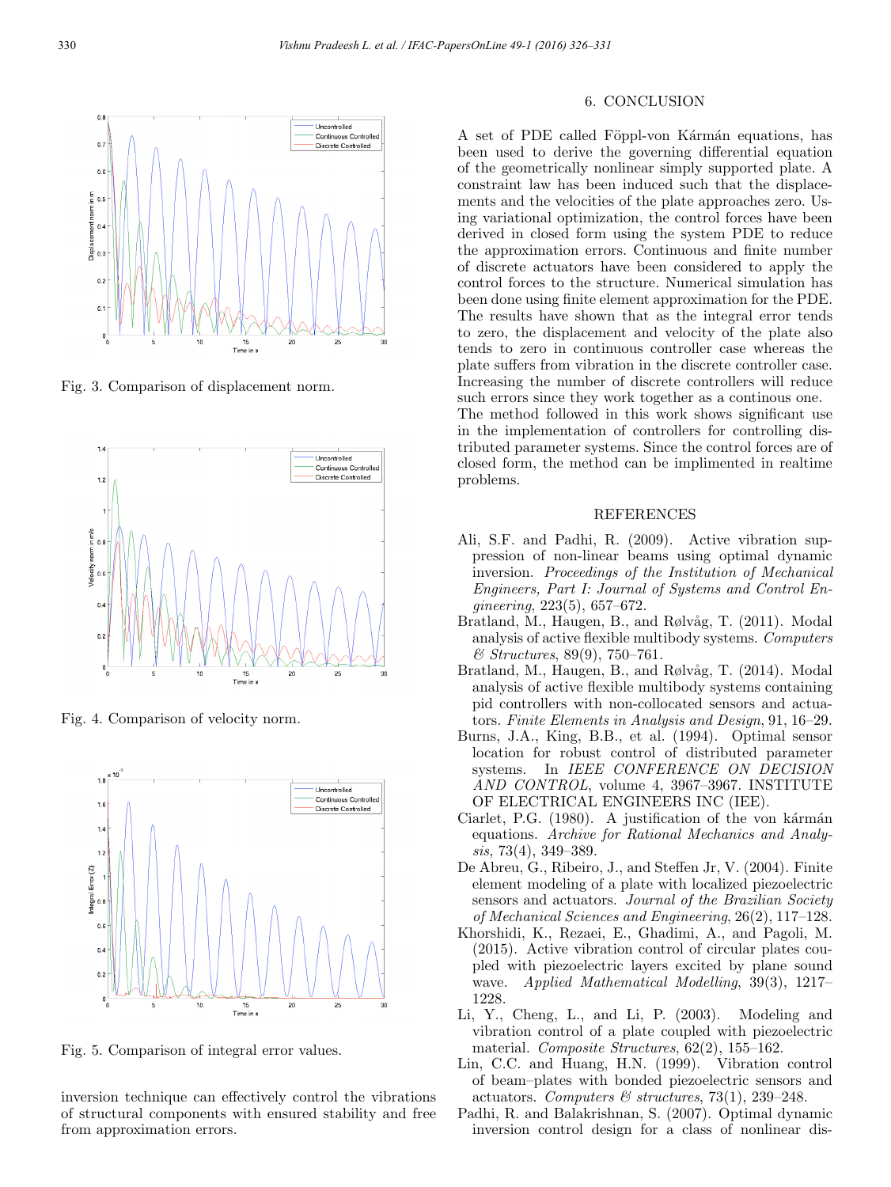Fig. 3. Comparison of displacement norm.

Fig. 4. Comparison of velocity norm.

Fig. 5. Comparison of integral error values.

inversion technique can effectively control the vibrations of structural components with ensured stability and free from approximation errors.

## 6. CONCLUSION

A set of PDE called Föppl-von Kármán equations, has been used to derive the governing differential equation of the geometrically nonlinear simply supported plate. A constraint law has been induced such that the displacements and the velocities of the plate approaches zero. Using variational optimization, the control forces have been derived in closed form using the system PDE to reduce the approximation errors. Continuous and finite number of discrete actuators have been considered to apply the control forces to the structure. Numerical simulation has been done using finite element approximation for the PDE. The results have shown that as the integral error tends to zero, the displacement and velocity of the plate also tends to zero in continuous controller case whereas the plate suffers from vibration in the discrete controller case. Increasing the number of discrete controllers will reduce such errors since they work together as a continous one.

The method followed in this work shows significant use in the implementation of controllers for controlling distributed parameter systems. Since the control forces are of closed form, the method can be implimented in realtime problems.

## REFERENCES

Ali, S.F. and Padhi, R. (2009). Active vibration suppression of non-linear beams using optimal dynamic inversion. *Proceedings of the Institution of Mechanical Engineers, Part I: Journal of Systems and Control Engineering*, 223(5), 657–672.

Bratland, M., Haugen, B., and Rølvåg, T. (2011). Modal analysis of active flexible multibody systems. *Computers & Structures*, 89(9), 750–761.

Bratland, M., Haugen, B., and Rølvåg, T. (2014). Modal analysis of active flexible multibody systems containing pid controllers with non-collocated sensors and actuators. *Finite Elements in Analysis and Design*, 91, 16–29.

Burns, J.A., King, B.B., et al. (1994). Optimal sensor location for robust control of distributed parameter systems. In *IEEE CONFERENCE ON DECISION AND CONTROL*, volume 4, 3967–3967. INSTITUTE OF ELECTRICAL ENGINEERS INC (IEE).

Ciarlet, P.G. (1980). A justification of the von kármán equations. *Archive for Rational Mechanics and Analysis*, 73(4), 349–389.

De Abreu, G., Ribeiro, J., and Steffen Jr, V. (2004). Finite element modeling of a plate with localized piezoelectric sensors and actuators. *Journal of the Brazilian Society of Mechanical Sciences and Engineering*, 26(2), 117–128.

Khorshidi, K., Rezaei, E., Ghadimi, A., and Pagoli, M. (2015). Active vibration control of circular plates coupled with piezoelectric layers excited by plane sound wave. *Applied Mathematical Modelling*, 39(3), 1217–1228.

Li, Y., Cheng, L., and Li, P. (2003). Modeling and vibration control of a plate coupled with piezoelectric material. *Composite Structures*, 62(2), 155–162.

Lin, C.C. and Huang, H.N. (1999). Vibration control of beam–plates with bonded piezoelectric sensors and actuators. *Computers & structures*, 73(1), 239–248.

Padhi, R. and Balakrishnan, S. (2007). Optimal dynamic inversion control design for a class of nonlinear dis-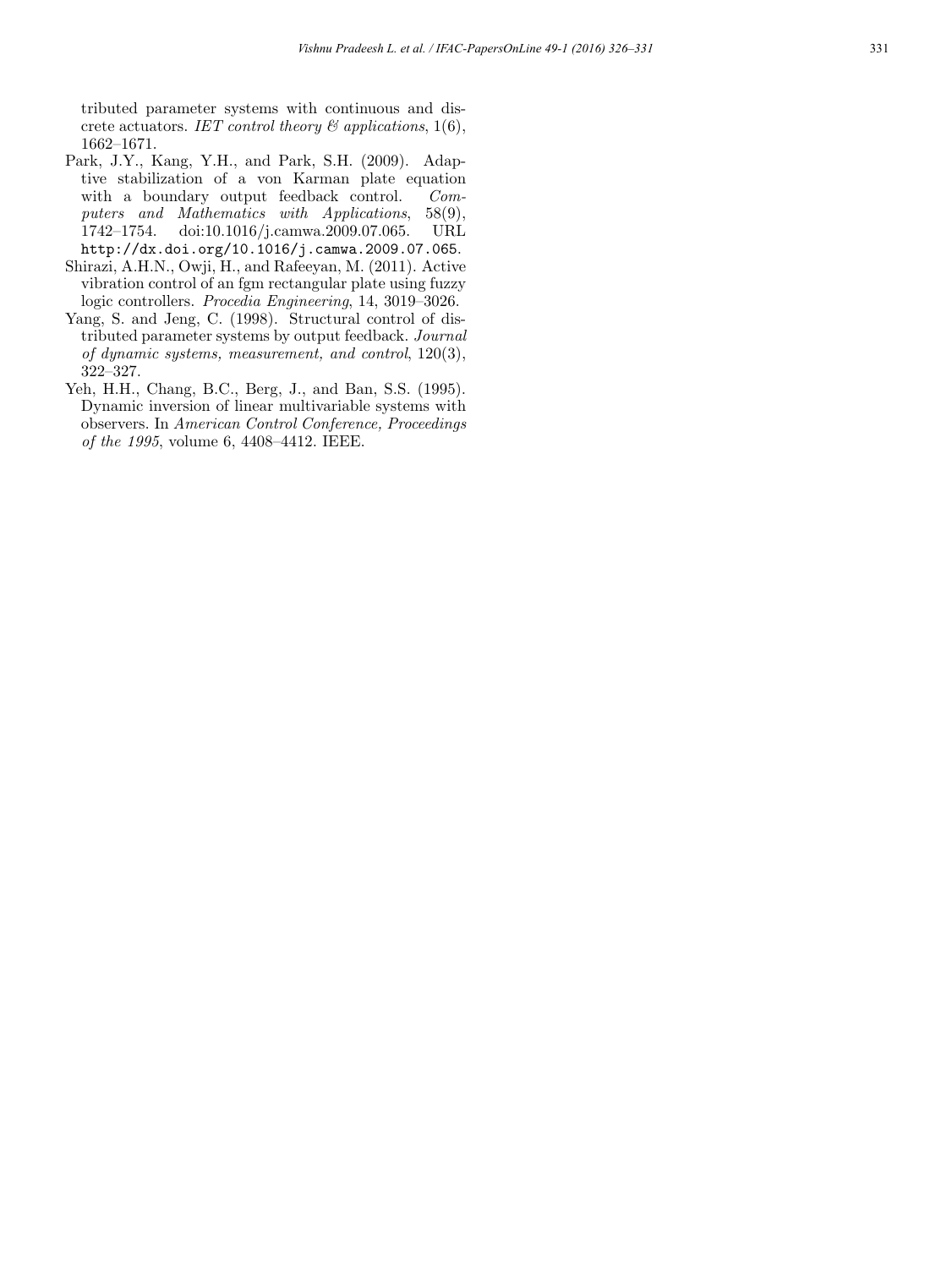tributed parameter systems with continuous and discrete actuators. *IET control theory & applications*, 1(6), 1662–1671.

Park, J.Y., Kang, Y.H., and Park, S.H. (2009). Adaptive stabilization of a von Karman plate equation with a boundary output feedback control. *Computers and Mathematics with Applications*, 58(9), 1742–1754. doi:10.1016/j.camwa.2009.07.065. URL `http://dx.doi.org/10.1016/j.camwa.2009.07.065`.

Shirazi, A.H.N., Owji, H., and Rafeeyan, M. (2011). Active vibration control of an fgm rectangular plate using fuzzy logic controllers. *Procedia Engineering*, 14, 3019–3026.

Yang, S. and Jeng, C. (1998). Structural control of distributed parameter systems by output feedback. *Journal of dynamic systems, measurement, and control*, 120(3), 322–327.

Yeh, H.H., Chang, B.C., Berg, J., and Ban, S.S. (1995). Dynamic inversion of linear multivariable systems with observers. In *American Control Conference, Proceedings of the 1995*, volume 6, 4408–4412. IEEE.